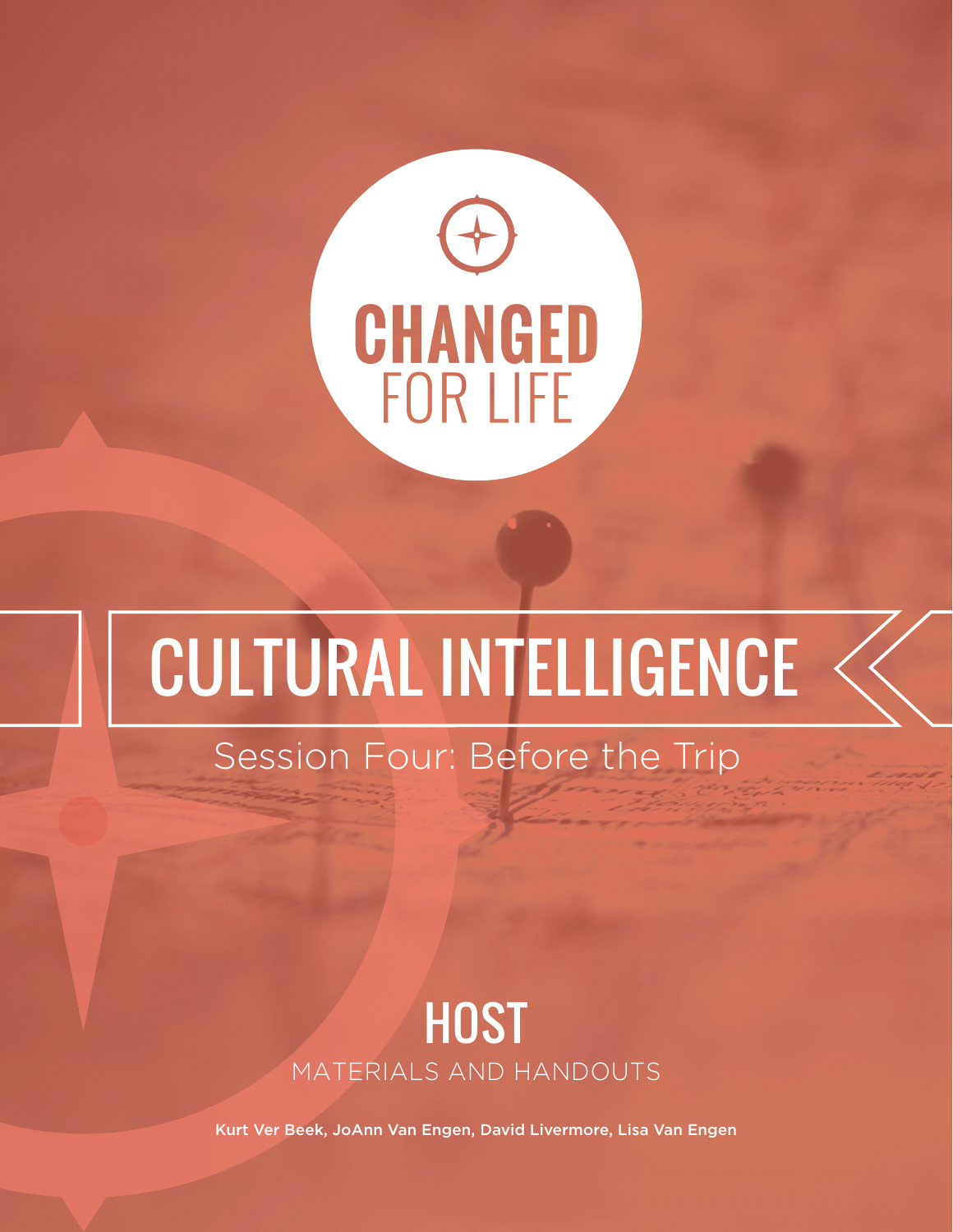# CHANGED FOR LIFE

# CULTURAL INTELLIGENCE

## Session Four: Before the Trip

## HOST

MATERIALS AND HANDOUTS

Kurt Ver Beek, JoAnn Van Engen, David Livermore, Lisa Van Engen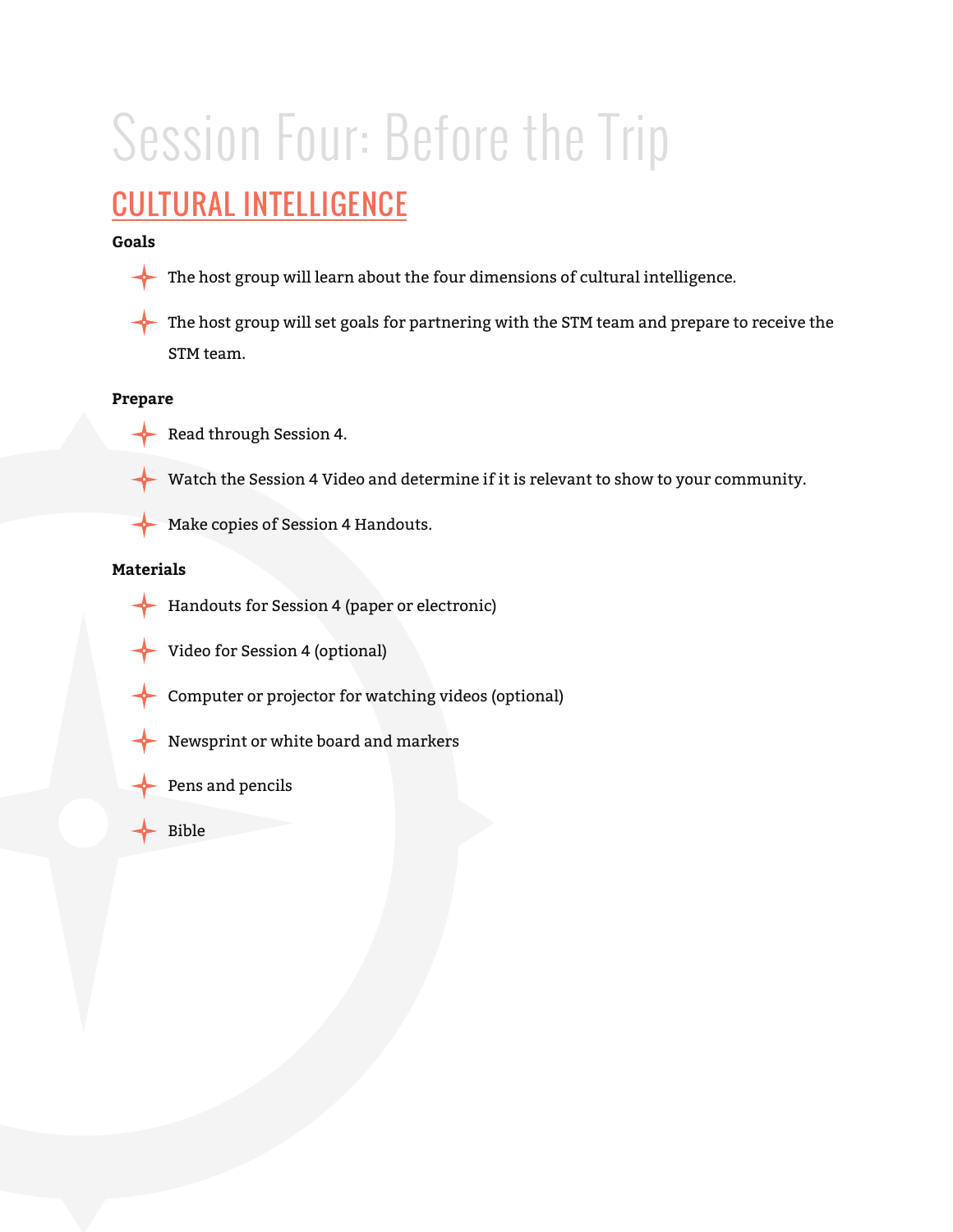# Session Four: Before the Trip

## CULTURAL INTELLIGENCE

**Goals**

- The host group will learn about the four dimensions of cultural intelligence.
- The host group will set goals for partnering with the STM team and prepare to receive the STM team.

**Prepare**

- Read through Session 4.
- Watch the Session 4 Video and determine if it is relevant to show to your community.
- Make copies of Session 4 Handouts.

**Materials**

- Handouts for Session 4 (paper or electronic)
- Video for Session 4 (optional)
- Computer or projector for watching videos (optional)
- Newsprint or white board and markers
- Pens and pencils
- Bible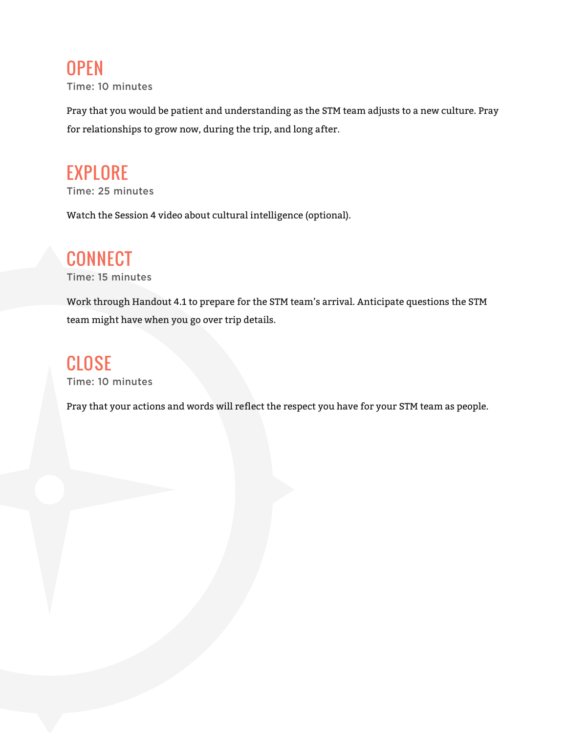## OPEN

Time: 10 minutes

Pray that you would be patient and understanding as the STM team adjusts to a new culture. Pray for relationships to grow now, during the trip, and long after.

## EXPLORE

Time: 25 minutes

Watch the Session 4 video about cultural intelligence (optional).

## CONNECT

Time: 15 minutes

Work through Handout 4.1 to prepare for the STM team's arrival. Anticipate questions the STM team might have when you go over trip details.

## CLOSE

Time: 10 minutes

Pray that your actions and words will reflect the respect you have for your STM team as people.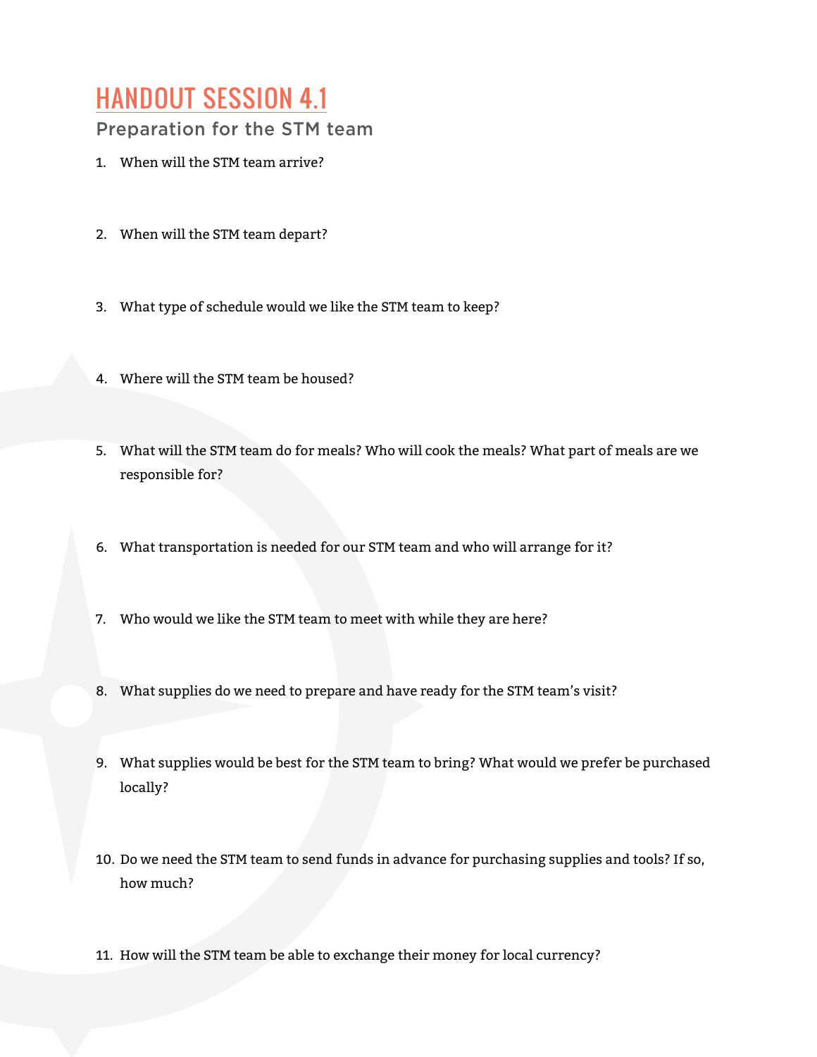# HANDOUT SESSION 4.1

## Preparation for the STM team

1. When will the STM team arrive?

2. When will the STM team depart?

3. What type of schedule would we like the STM team to keep?

4. Where will the STM team be housed?

5. What will the STM team do for meals? Who will cook the meals? What part of meals are we responsible for?

6. What transportation is needed for our STM team and who will arrange for it?

7. Who would we like the STM team to meet with while they are here?

8. What supplies do we need to prepare and have ready for the STM team's visit?

9. What supplies would be best for the STM team to bring? What would we prefer be purchased locally?

10. Do we need the STM team to send funds in advance for purchasing supplies and tools? If so, how much?

11. How will the STM team be able to exchange their money for local currency?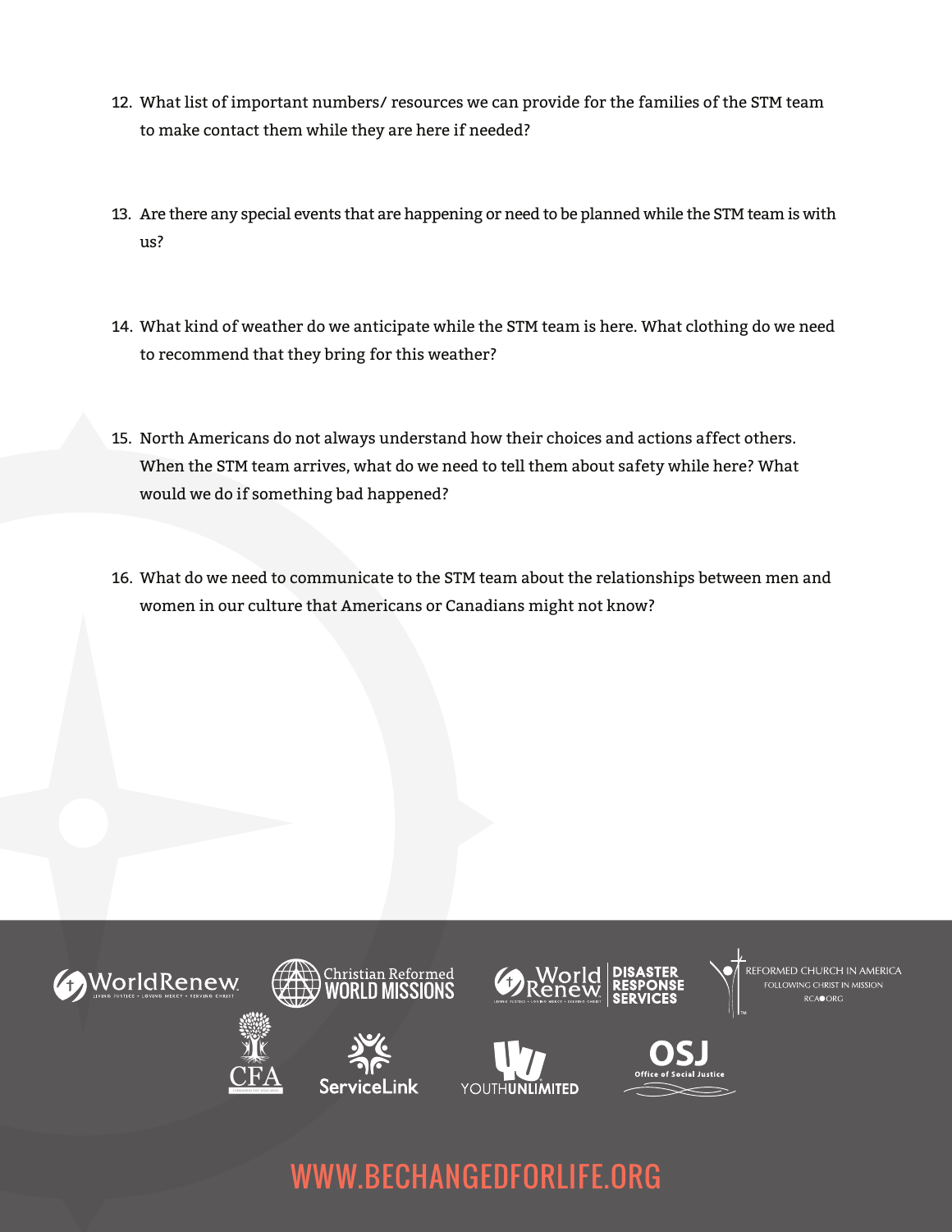12. What list of important numbers/ resources we can provide for the families of the STM team to make contact them while they are here if needed?

13. Are there any special events that are happening or need to be planned while the STM team is with us?

14. What kind of weather do we anticipate while the STM team is here. What clothing do we need to recommend that they bring for this weather?

15. North Americans do not always understand how their choices and actions affect others. When the STM team arrives, what do we need to tell them about safety while here? What would we do if something bad happened?

16. What do we need to communicate to the STM team about the relationships between men and women in our culture that Americans or Canadians might not know?

WorldRenew | Christian Reformed World Missions | World Renew Disaster Response Services | Reformed Church in America | CFA | ServiceLink | Youth Unlimited | OSJ Office of Social Justice

WWW.BECHANGEDFORLIFE.ORG